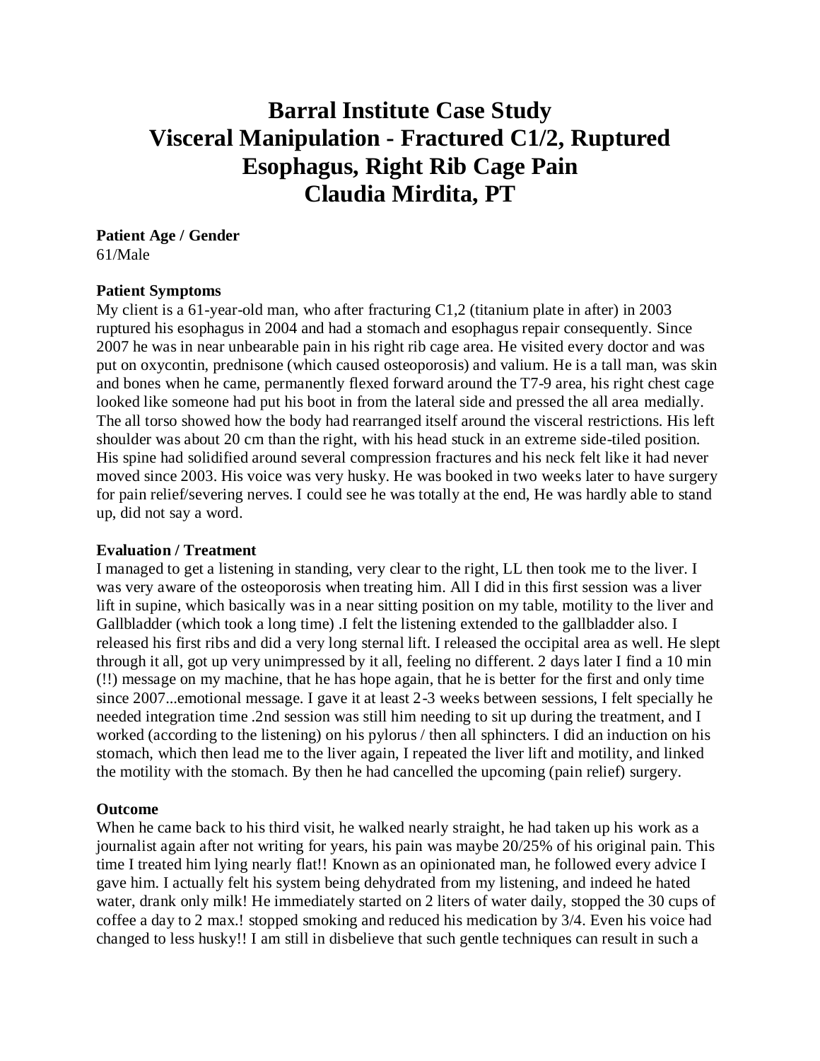# Barral Institute Case Study
# Visceral Manipulation - Fractured C1/2, Ruptured Esophagus, Right Rib Cage Pain
# Claudia Mirdita, PT

**Patient Age / Gender**
61/Male

**Patient Symptoms**
My client is a 61-year-old man, who after fracturing C1,2 (titanium plate in after) in 2003 ruptured his esophagus in 2004 and had a stomach and esophagus repair consequently. Since 2007 he was in near unbearable pain in his right rib cage area. He visited every doctor and was put on oxycontin, prednisone (which caused osteoporosis) and valium. He is a tall man, was skin and bones when he came, permanently flexed forward around the T7-9 area, his right chest cage looked like someone had put his boot in from the lateral side and pressed the all area medially. The all torso showed how the body had rearranged itself around the visceral restrictions. His left shoulder was about 20 cm than the right, with his head stuck in an extreme side-tiled position. His spine had solidified around several compression fractures and his neck felt like it had never moved since 2003. His voice was very husky. He was booked in two weeks later to have surgery for pain relief/severing nerves. I could see he was totally at the end, He was hardly able to stand up, did not say a word.

**Evaluation / Treatment**
I managed to get a listening in standing, very clear to the right, LL then took me to the liver. I was very aware of the osteoporosis when treating him. All I did in this first session was a liver lift in supine, which basically was in a near sitting position on my table, motility to the liver and Gallbladder (which took a long time) .I felt the listening extended to the gallbladder also. I released his first ribs and did a very long sternal lift. I released the occipital area as well. He slept through it all, got up very unimpressed by it all, feeling no different. 2 days later I find a 10 min (!!) message on my machine, that he has hope again, that he is better for the first and only time since 2007...emotional message. I gave it at least 2-3 weeks between sessions, I felt specially he needed integration time .2nd session was still him needing to sit up during the treatment, and I worked (according to the listening) on his pylorus / then all sphincters. I did an induction on his stomach, which then lead me to the liver again, I repeated the liver lift and motility, and linked the motility with the stomach. By then he had cancelled the upcoming (pain relief) surgery.

**Outcome**
When he came back to his third visit, he walked nearly straight, he had taken up his work as a journalist again after not writing for years, his pain was maybe 20/25% of his original pain. This time I treated him lying nearly flat!! Known as an opinionated man, he followed every advice I gave him. I actually felt his system being dehydrated from my listening, and indeed he hated water, drank only milk! He immediately started on 2 liters of water daily, stopped the 30 cups of coffee a day to 2 max.! stopped smoking and reduced his medication by 3/4. Even his voice had changed to less husky!! I am still in disbelieve that such gentle techniques can result in such a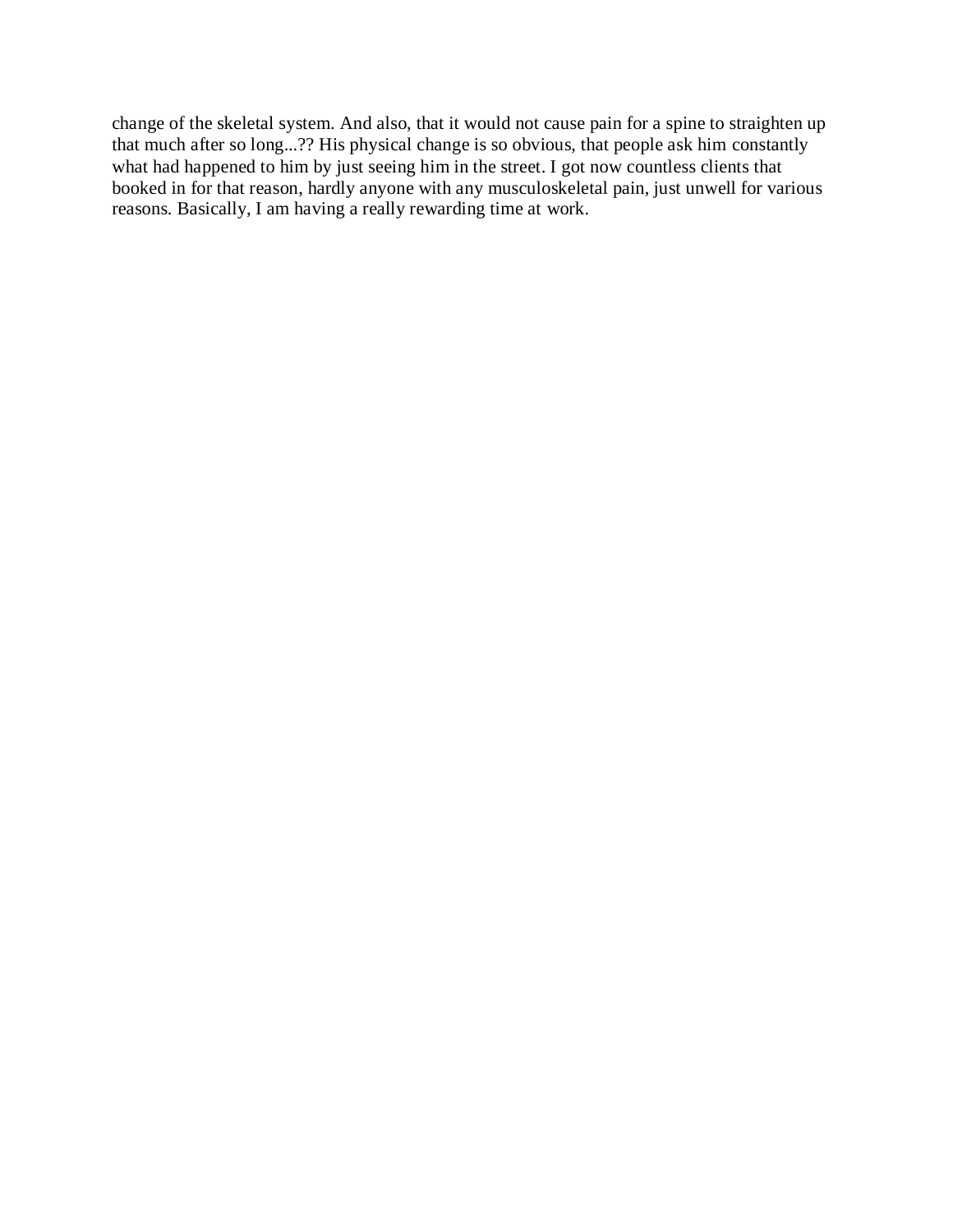change of the skeletal system. And also, that it would not cause pain for a spine to straighten up that much after so long...?? His physical change is so obvious, that people ask him constantly what had happened to him by just seeing him in the street. I got now countless clients that booked in for that reason, hardly anyone with any musculoskeletal pain, just unwell for various reasons. Basically, I am having a really rewarding time at work.